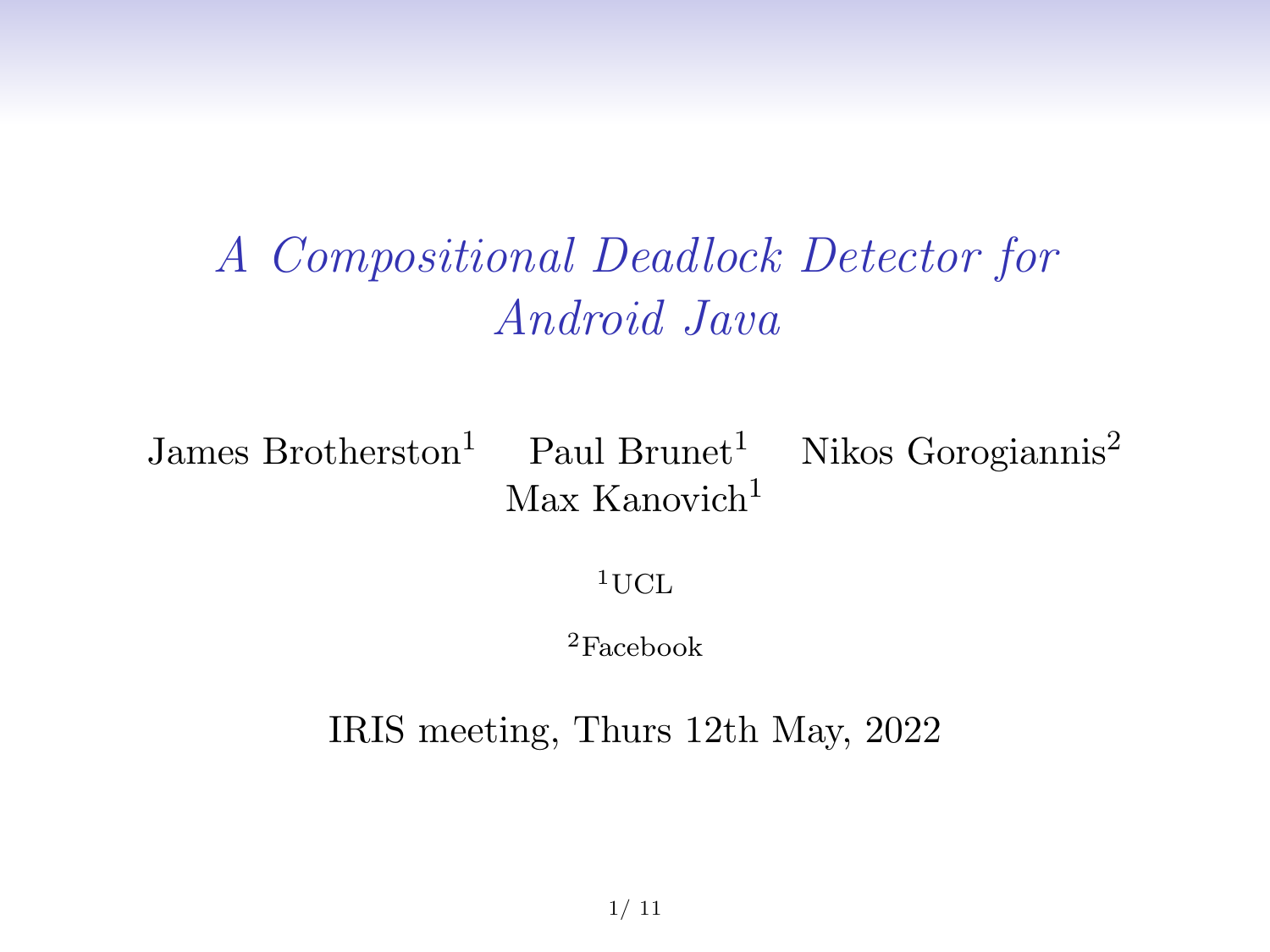# *A Compositional Deadlock Detector for Android Java*

James Brotherston[1] Paul Brunet[1] Nikos Gorogiannis[2]
Max Kanovich[1]

[1]UCL

[2]Facebook

IRIS meeting, Thurs 12th May, 2022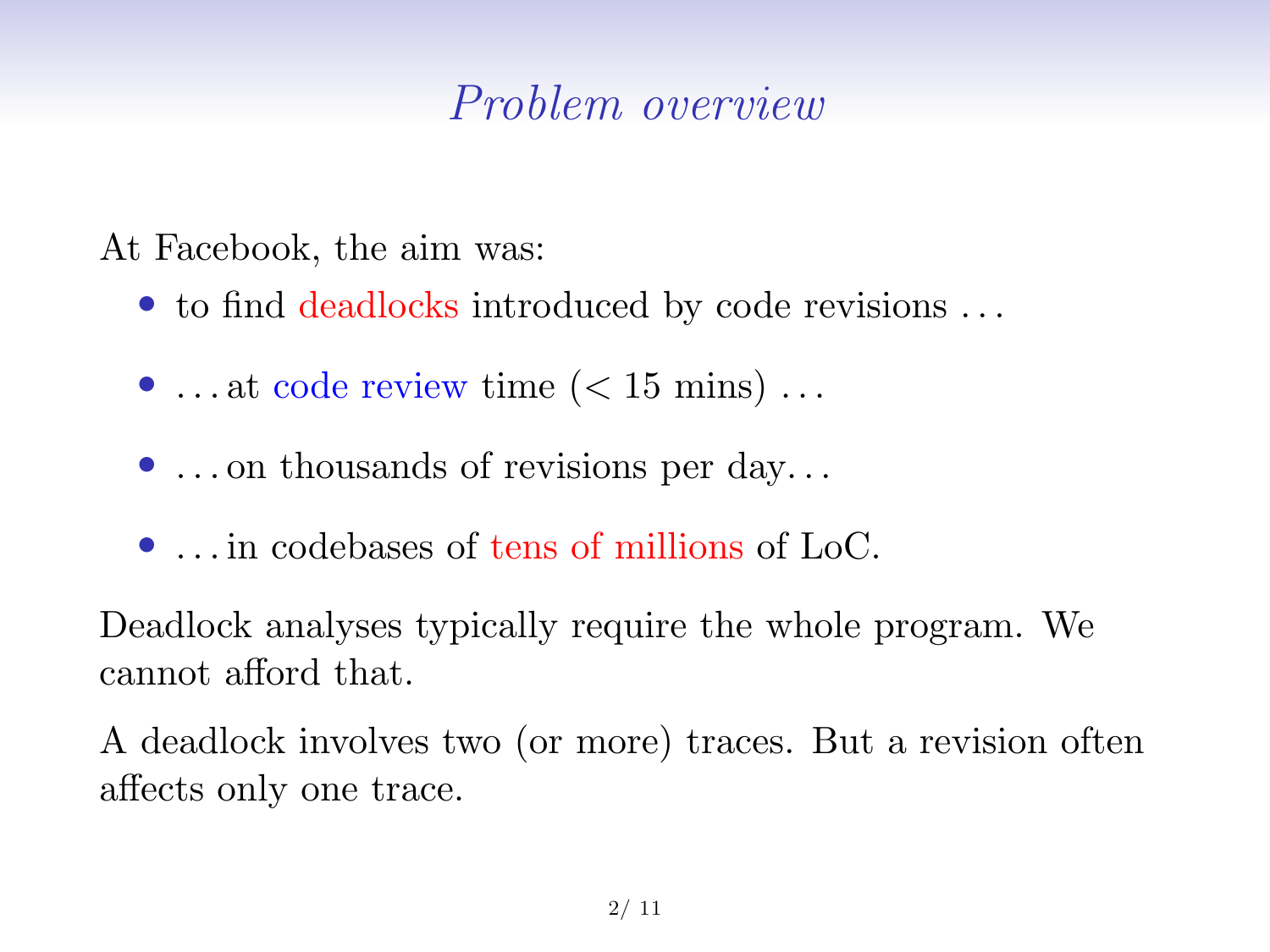# *Problem overview*

At Facebook, the aim was:

- to find deadlocks introduced by code revisions ...
- ...at code review time ($<$ 15 mins) ...
- ...on thousands of revisions per day...
- ...in codebases of tens of millions of LoC.

Deadlock analyses typically require the whole program. We cannot afford that.

A deadlock involves two (or more) traces. But a revision often affects only one trace.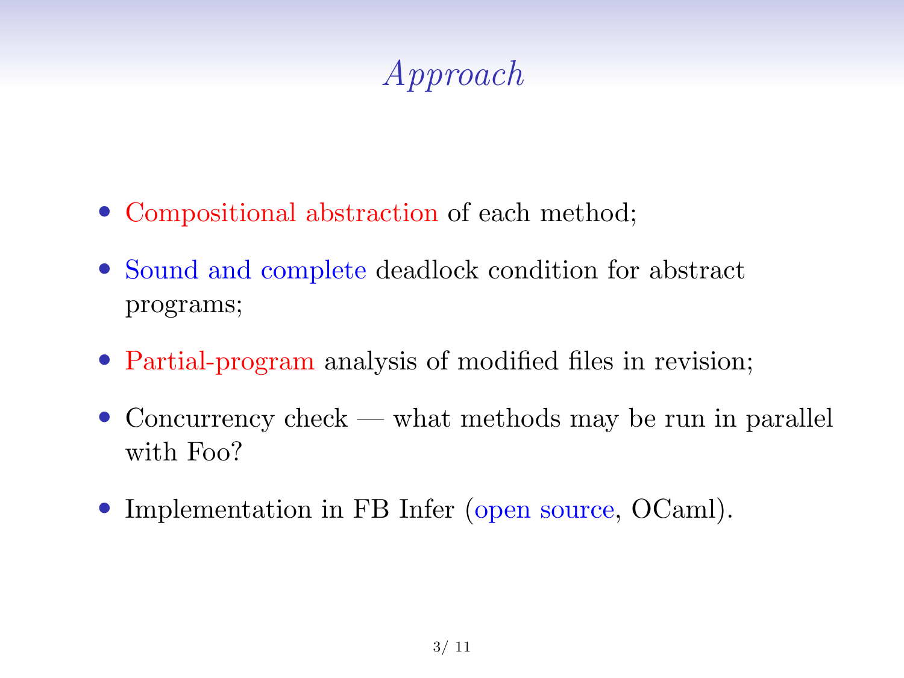# *Approach*

- Compositional abstraction of each method;
- Sound and complete deadlock condition for abstract programs;
- Partial-program analysis of modified files in revision;
- Concurrency check — what methods may be run in parallel with Foo?
- Implementation in FB Infer (open source, OCaml).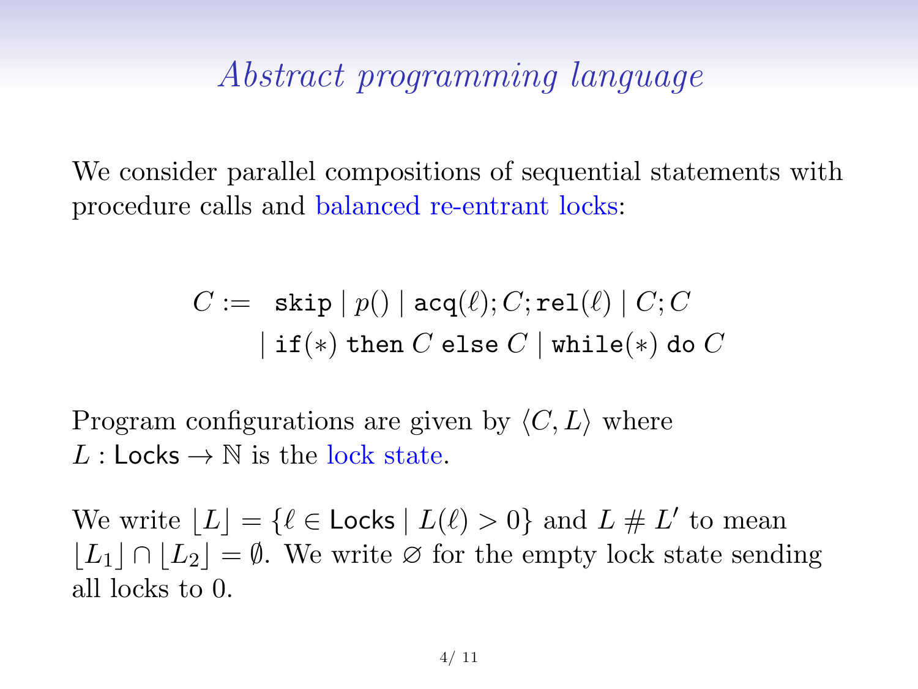# *Abstract programming language*

We consider parallel compositions of sequential statements with procedure calls and balanced re-entrant locks:

$$C := \ \texttt{skip} \mid p() \mid \texttt{acq}(\ell); C; \texttt{rel}(\ell) \mid C; C \\ \mid \texttt{if}(*) \ \texttt{then} \ C \ \texttt{else} \ C \mid \texttt{while}(*) \ \texttt{do} \ C$$

Program configurations are given by $\langle C, L \rangle$ where $L : \mathsf{Locks} \to \mathbb{N}$ is the lock state.

We write $\lfloor L \rfloor = \{\ell \in \mathsf{Locks} \mid L(\ell) > 0\}$ and $L \# L'$ to mean $\lfloor L_1 \rfloor \cap \lfloor L_2 \rfloor = \emptyset$. We write $\varnothing$ for the empty lock state sending all locks to 0.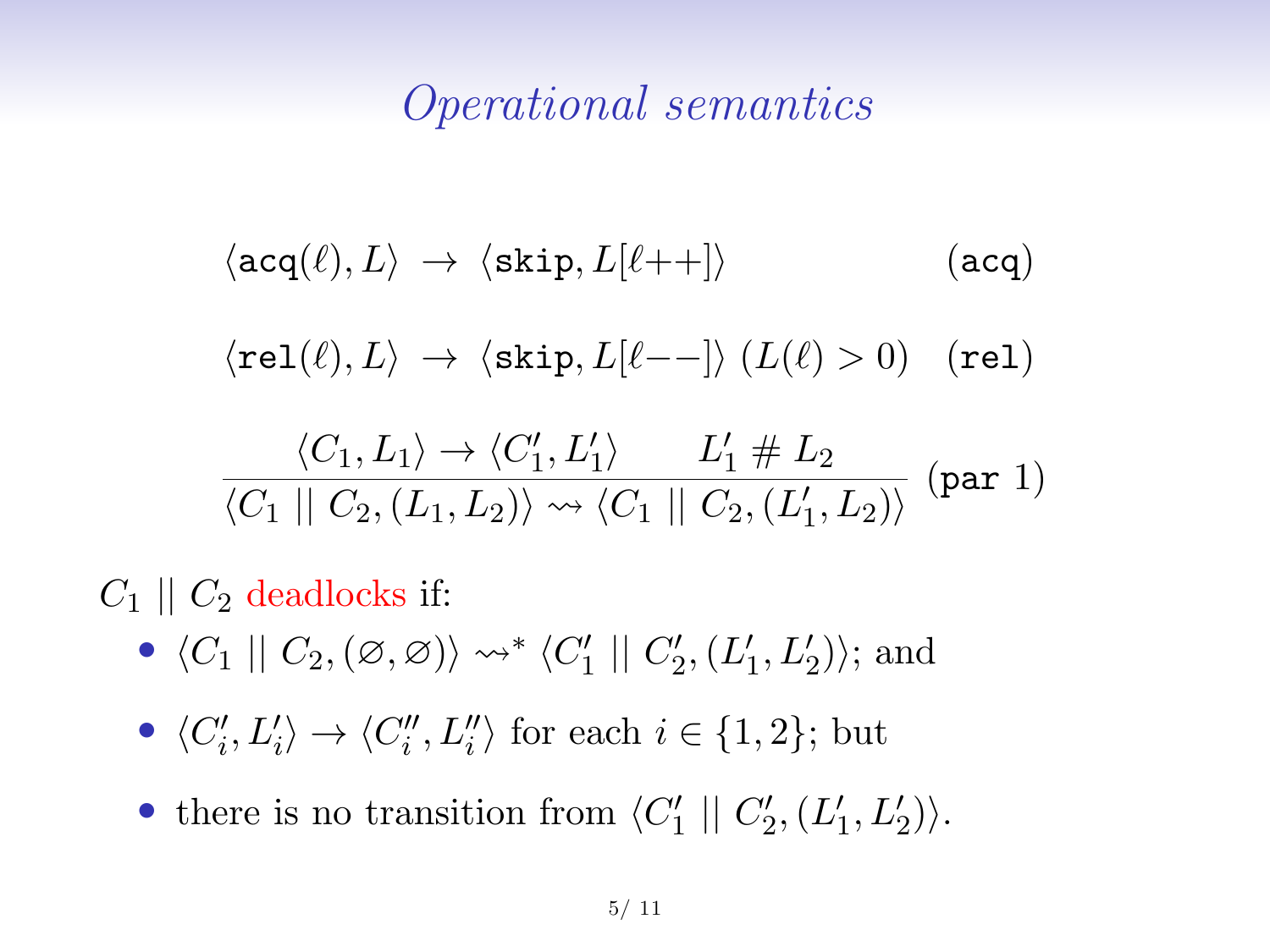# *Operational semantics*

$$\langle \texttt{acq}(\ell), L\rangle \;\to\; \langle \texttt{skip}, L[\ell{+}{+}]\rangle \qquad (\texttt{acq})$$

$$\langle \texttt{rel}(\ell), L\rangle \;\to\; \langle \texttt{skip}, L[\ell{-}{-}]\rangle \; (L(\ell) > 0) \quad (\texttt{rel})$$

$$\frac{\langle C_1, L_1\rangle \to \langle C_1', L_1'\rangle \qquad L_1' \# L_2}{\langle C_1 \mid\mid C_2, (L_1, L_2)\rangle \rightsquigarrow \langle C_1 \mid\mid C_2, (L_1', L_2)\rangle} \; (\texttt{par } 1)$$

$C_1 \mid\mid C_2$ deadlocks if:

- $\langle C_1 \mid\mid C_2, (\varnothing, \varnothing)\rangle \rightsquigarrow^* \langle C_1' \mid\mid C_2', (L_1', L_2')\rangle$; and
- $\langle C_i', L_i'\rangle \to \langle C_i'', L_i''\rangle$ for each $i \in \{1, 2\}$; but
- there is no transition from $\langle C_1' \mid\mid C_2', (L_1', L_2')\rangle$.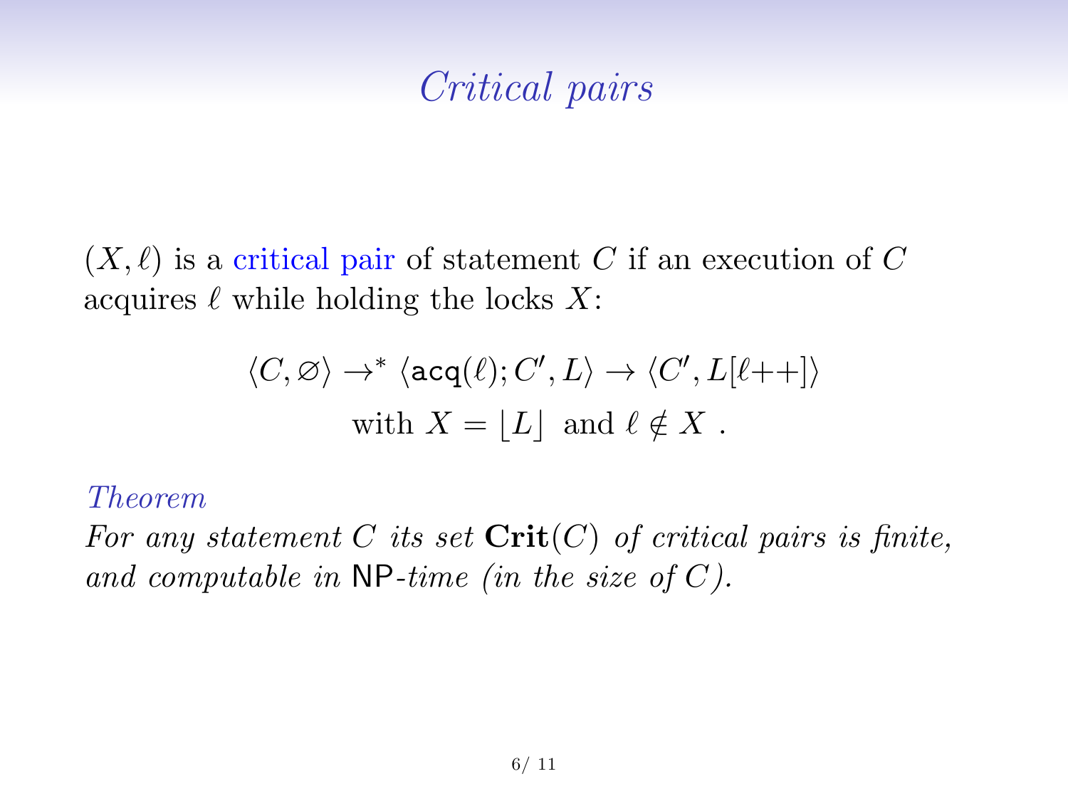# *Critical pairs*

$(X, \ell)$ is a critical pair of statement $C$ if an execution of $C$ acquires $\ell$ while holding the locks $X$:

$$\langle C, \varnothing \rangle \to^* \langle \texttt{acq}(\ell); C', L \rangle \to \langle C', L[\ell{+}{+}] \rangle$$
$$\text{with } X = \lfloor L \rfloor \text{ and } \ell \notin X \ .$$

*Theorem*

*For any statement $C$ its set $\mathbf{Crit}(C)$ of critical pairs is finite, and computable in* NP*-time (in the size of $C$).*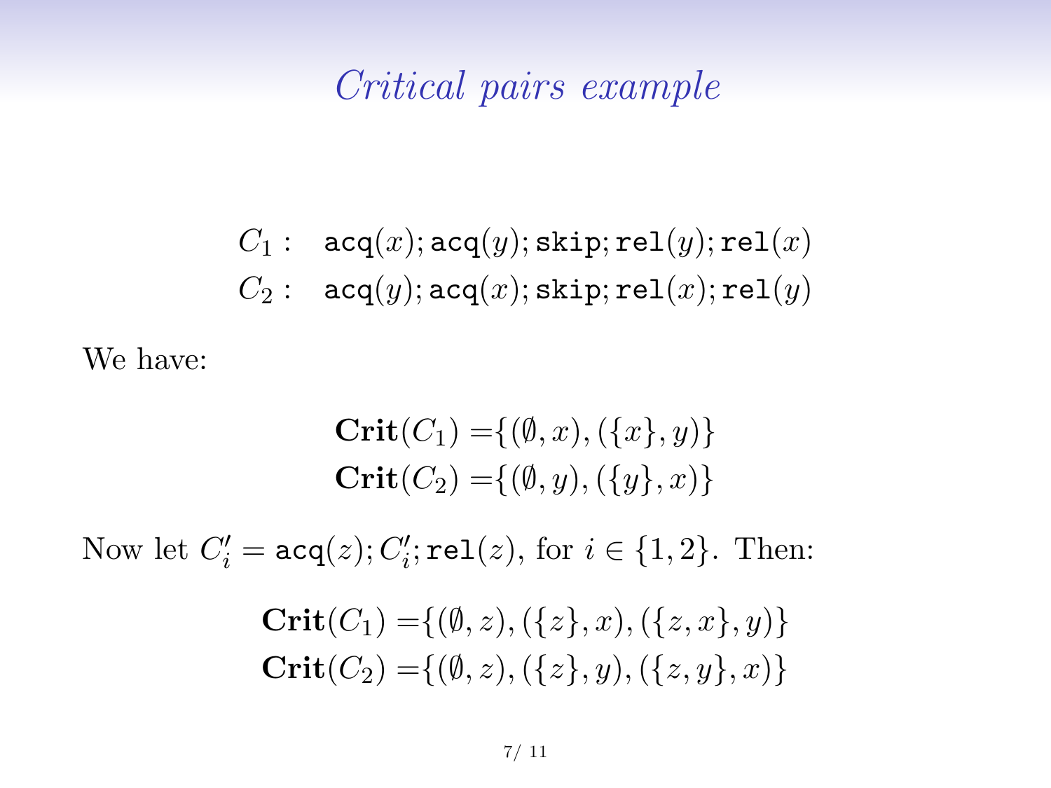# *Critical pairs example*

$$
\begin{aligned}
C_1 : &\quad \texttt{acq}(x); \texttt{acq}(y); \texttt{skip}; \texttt{rel}(y); \texttt{rel}(x) \\
C_2 : &\quad \texttt{acq}(y); \texttt{acq}(x); \texttt{skip}; \texttt{rel}(x); \texttt{rel}(y)
\end{aligned}
$$

We have:

$$
\begin{aligned}
\textbf{Crit}(C_1) =& \{(\emptyset, x), (\{x\}, y)\} \\
\textbf{Crit}(C_2) =& \{(\emptyset, y), (\{y\}, x)\}
\end{aligned}
$$

Now let $C_i' = \texttt{acq}(z); C_i'; \texttt{rel}(z)$, for $i \in \{1, 2\}$. Then:

$$
\begin{aligned}
\textbf{Crit}(C_1) =& \{(\emptyset, z), (\{z\}, x), (\{z, x\}, y)\} \\
\textbf{Crit}(C_2) =& \{(\emptyset, z), (\{z\}, y), (\{z, y\}, x)\}
\end{aligned}
$$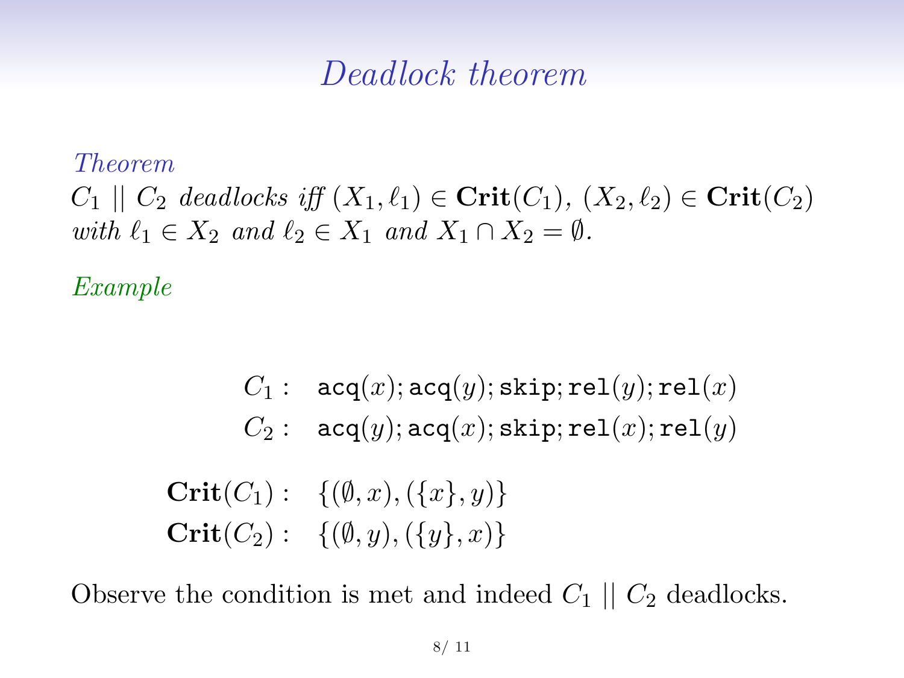# *Deadlock theorem*

*Theorem*

*$C_1 \mid\mid C_2$ deadlocks iff $(X_1, \ell_1) \in \mathbf{Crit}(C_1)$, $(X_2, \ell_2) \in \mathbf{Crit}(C_2)$ with $\ell_1 \in X_2$ and $\ell_2 \in X_1$ and $X_1 \cap X_2 = \emptyset$.*

*Example*

$$
\begin{aligned}
C_1 : &\quad \texttt{acq}(x); \texttt{acq}(y); \texttt{skip}; \texttt{rel}(y); \texttt{rel}(x) \\
C_2 : &\quad \texttt{acq}(y); \texttt{acq}(x); \texttt{skip}; \texttt{rel}(x); \texttt{rel}(y)
\end{aligned}
$$

$$
\begin{aligned}
\mathbf{Crit}(C_1) : &\quad \{(\emptyset, x), (\{x\}, y)\} \\
\mathbf{Crit}(C_2) : &\quad \{(\emptyset, y), (\{y\}, x)\}
\end{aligned}
$$

Observe the condition is met and indeed $C_1 \mid\mid C_2$ deadlocks.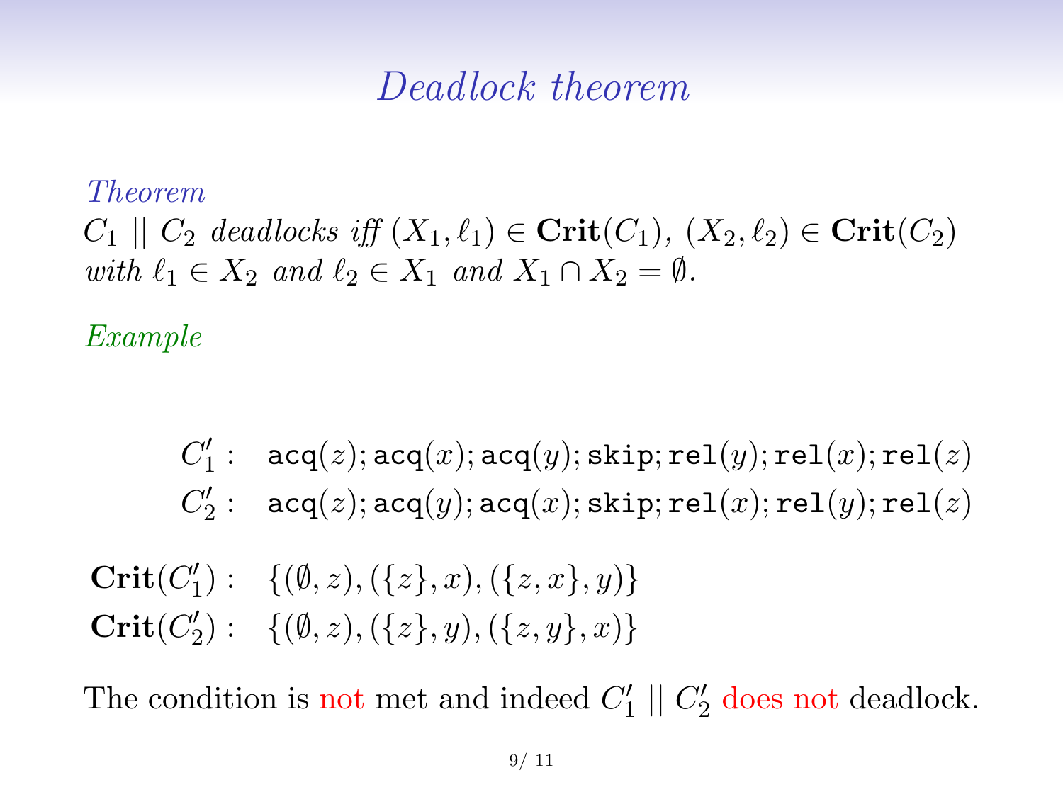# Deadlock theorem

*Theorem*

*$C_1 \mid\mid C_2$ deadlocks iff $(X_1, \ell_1) \in \mathbf{Crit}(C_1)$, $(X_2, \ell_2) \in \mathbf{Crit}(C_2)$ with $\ell_1 \in X_2$ and $\ell_2 \in X_1$ and $X_1 \cap X_2 = \emptyset$.*

*Example*

$$
\begin{aligned}
C_1' &: \quad \texttt{acq}(z); \texttt{acq}(x); \texttt{acq}(y); \texttt{skip}; \texttt{rel}(y); \texttt{rel}(x); \texttt{rel}(z) \\
C_2' &: \quad \texttt{acq}(z); \texttt{acq}(y); \texttt{acq}(x); \texttt{skip}; \texttt{rel}(x); \texttt{rel}(y); \texttt{rel}(z)
\end{aligned}
$$

$$
\begin{aligned}
\mathbf{Crit}(C_1') &: \quad \{(\emptyset, z), (\{z\}, x), (\{z, x\}, y)\} \\
\mathbf{Crit}(C_2') &: \quad \{(\emptyset, z), (\{z\}, y), (\{z, y\}, x)\}
\end{aligned}
$$

The condition is not met and indeed $C_1' \mid\mid C_2'$ does not deadlock.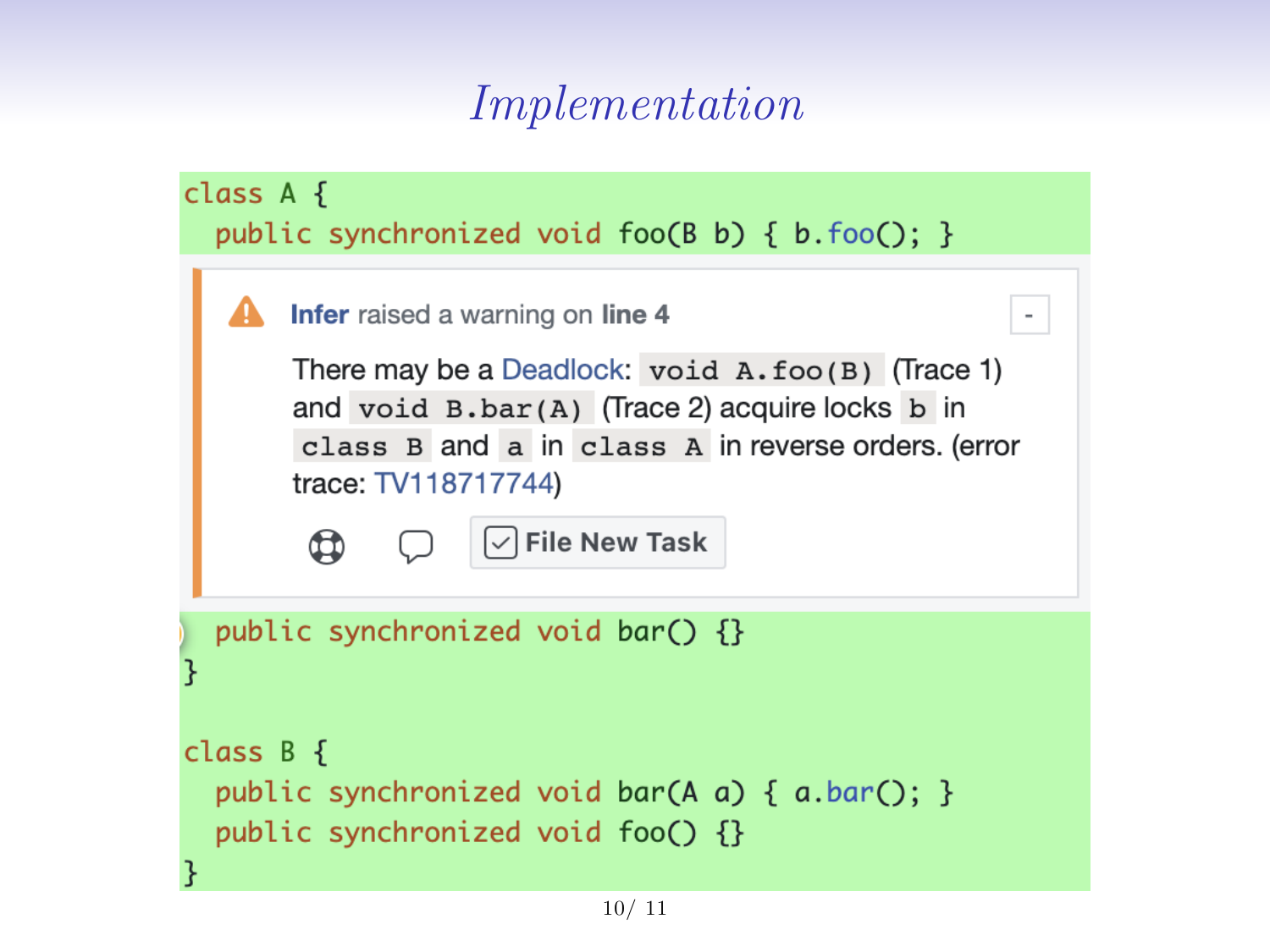# Implementation

```
class A {
  public synchronized void foo(B b) { b.foo(); }
```

**Infer** raised a warning on **line 4**

There may be a Deadlock: `void A.foo(B)` (Trace 1) and `void B.bar(A)` (Trace 2) acquire locks `b` in `class B` and `a` in `class A` in reverse orders. (error trace: TV118717744)

File New Task

```
  public synchronized void bar() {}
}

class B {
  public synchronized void bar(A a) { a.bar(); }
  public synchronized void foo() {}
}
```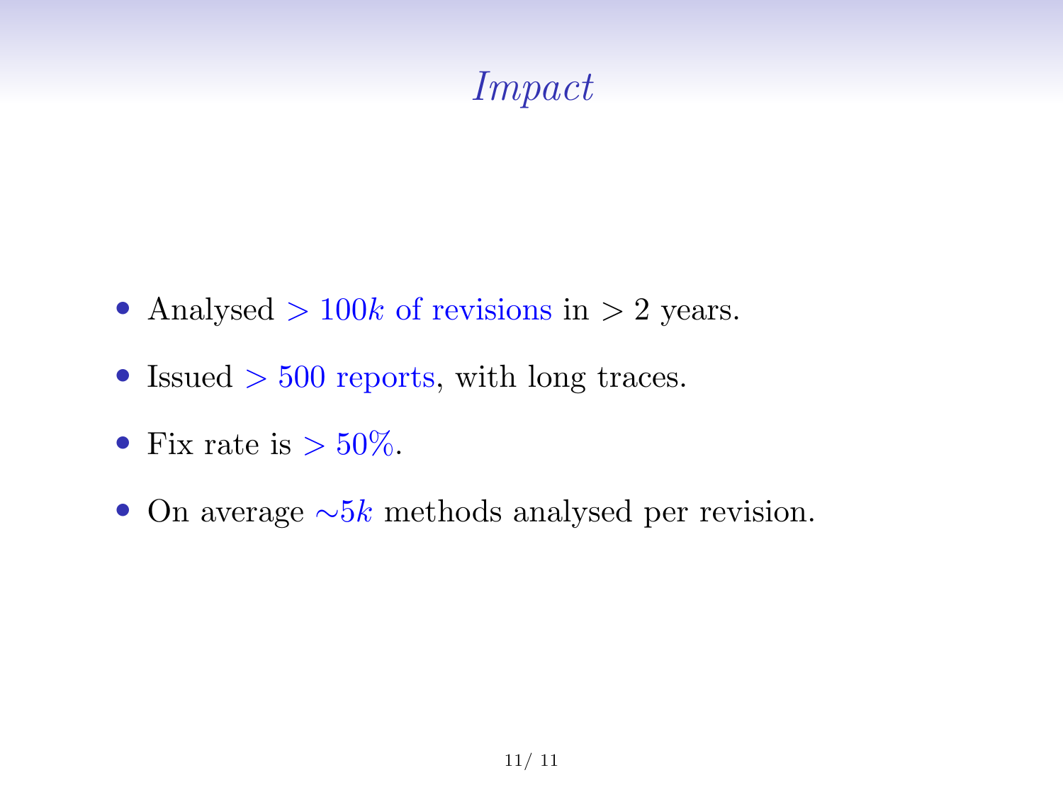# *Impact*

- Analysed $> 100k$ of revisions in $> 2$ years.
- Issued $> 500$ reports, with long traces.
- Fix rate is $> 50\%$.
- On average $\sim 5k$ methods analysed per revision.